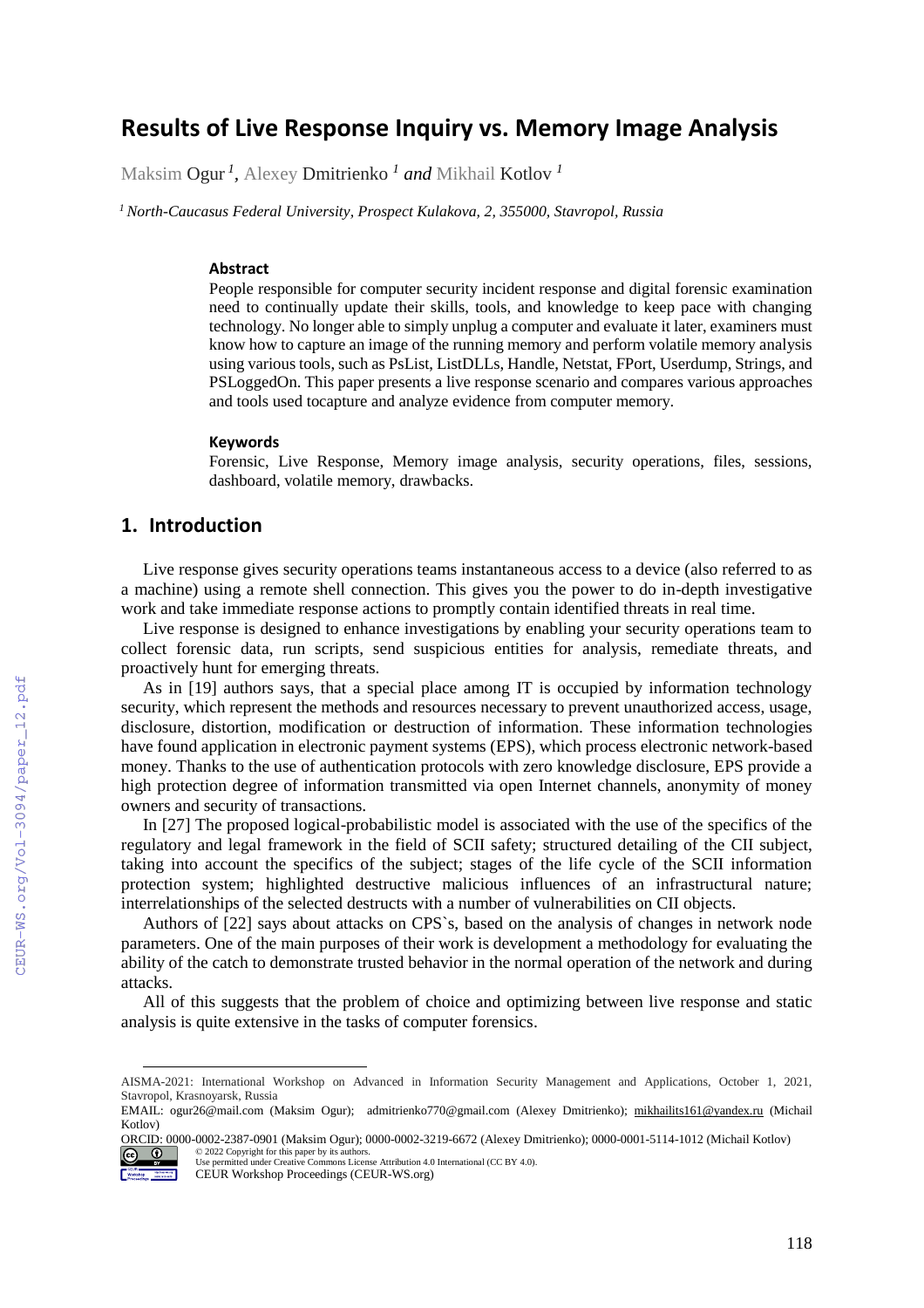# Results of Live Response Inquiry vs. Memory Image Analysis

Maksim Ogur [1], Alexey Dmitrienko [1] *and* Mikhail Kotlov [1]

[1] *North-Caucasus Federal University, Prospect Kulakova, 2, 355000, Stavropol, Russia*

### Abstract

People responsible for computer security incident response and digital forensic examination need to continually update their skills, tools, and knowledge to keep pace with changing technology. No longer able to simply unplug a computer and evaluate it later, examiners must know how to capture an image of the running memory and perform volatile memory analysis using various tools, such as PsList, ListDLLs, Handle, Netstat, FPort, Userdump, Strings, and PSLoggedOn. This paper presents a live response scenario and compares various approaches and tools used tocapture and analyze evidence from computer memory.

### Keywords

Forensic, Live Response, Memory image analysis, security operations, files, sessions, dashboard, volatile memory, drawbacks.

## 1. Introduction

Live response gives security operations teams instantaneous access to a device (also referred to as a machine) using a remote shell connection. This gives you the power to do in-depth investigative work and take immediate response actions to promptly contain identified threats in real time.

Live response is designed to enhance investigations by enabling your security operations team to collect forensic data, run scripts, send suspicious entities for analysis, remediate threats, and proactively hunt for emerging threats.

As in [19] authors says, that a special place among IT is occupied by information technology security, which represent the methods and resources necessary to prevent unauthorized access, usage, disclosure, distortion, modification or destruction of information. These information technologies have found application in electronic payment systems (EPS), which process electronic network-based money. Thanks to the use of authentication protocols with zero knowledge disclosure, EPS provide a high protection degree of information transmitted via open Internet channels, anonymity of money owners and security of transactions.

In [27] The proposed logical-probabilistic model is associated with the use of the specifics of the regulatory and legal framework in the field of SCII safety; structured detailing of the CII subject, taking into account the specifics of the subject; stages of the life cycle of the SCII information protection system; highlighted destructive malicious influences of an infrastructural nature; interrelationships of the selected destructs with a number of vulnerabilities on CII objects.

Authors of [22] says about attacks on CPS`s, based on the analysis of changes in network node parameters. One of the main purposes of their work is development a methodology for evaluating the ability of the catch to demonstrate trusted behavior in the normal operation of the network and during attacks.

All of this suggests that the problem of choice and optimizing between live response and static analysis is quite extensive in the tasks of computer forensics.

---

AISMA-2021: International Workshop on Advanced in Information Security Management and Applications, October 1, 2021, Stavropol, Krasnoyarsk, Russia

EMAIL: ogur26@mail.com (Maksim Ogur); admitrienko770@gmail.com (Alexey Dmitrienko); mikhailits161@yandex.ru (Michail Kotlov)

ORCID: 0000-0002-2387-0901 (Maksim Ogur); 0000-0002-3219-6672 (Alexey Dmitrienko); 0000-0001-5114-1012 (Michail Kotlov)

© 2022 Copyright for this paper by its authors.
Use permitted under Creative Commons License Attribution 4.0 International (CC BY 4.0).
CEUR Workshop Proceedings (CEUR-WS.org)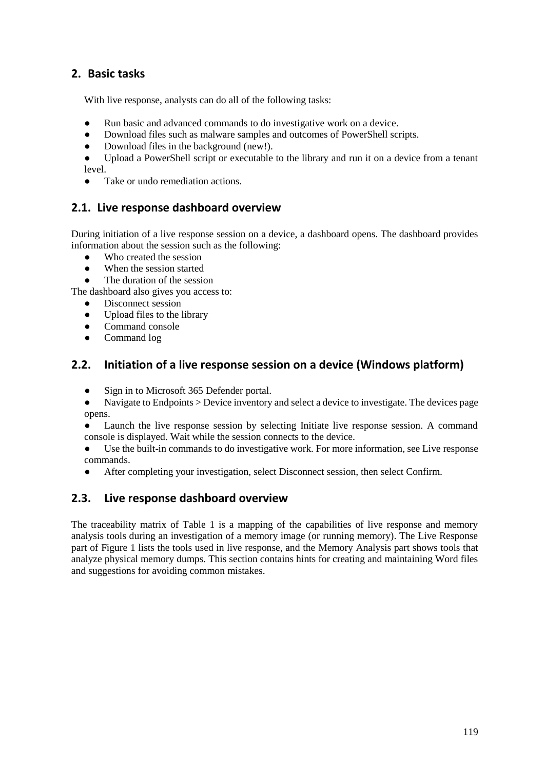## 2. Basic tasks

With live response, analysts can do all of the following tasks:

- Run basic and advanced commands to do investigative work on a device.
- Download files such as malware samples and outcomes of PowerShell scripts.
- Download files in the background (new!).
- Upload a PowerShell script or executable to the library and run it on a device from a tenant level.
- Take or undo remediation actions.

### 2.1. Live response dashboard overview

During initiation of a live response session on a device, a dashboard opens. The dashboard provides information about the session such as the following:

- Who created the session
- When the session started
- The duration of the session

The dashboard also gives you access to:

- Disconnect session
- Upload files to the library
- Command console
- Command log

### 2.2. Initiation of a live response session on a device (Windows platform)

- Sign in to Microsoft 365 Defender portal.
- Navigate to Endpoints > Device inventory and select a device to investigate. The devices page opens.
- Launch the live response session by selecting Initiate live response session. A command console is displayed. Wait while the session connects to the device.
- Use the built-in commands to do investigative work. For more information, see Live response commands.
- After completing your investigation, select Disconnect session, then select Confirm.

### 2.3. Live response dashboard overview

The traceability matrix of Table 1 is a mapping of the capabilities of live response and memory analysis tools during an investigation of a memory image (or running memory). The Live Response part of Figure 1 lists the tools used in live response, and the Memory Analysis part shows tools that analyze physical memory dumps. This section contains hints for creating and maintaining Word files and suggestions for avoiding common mistakes.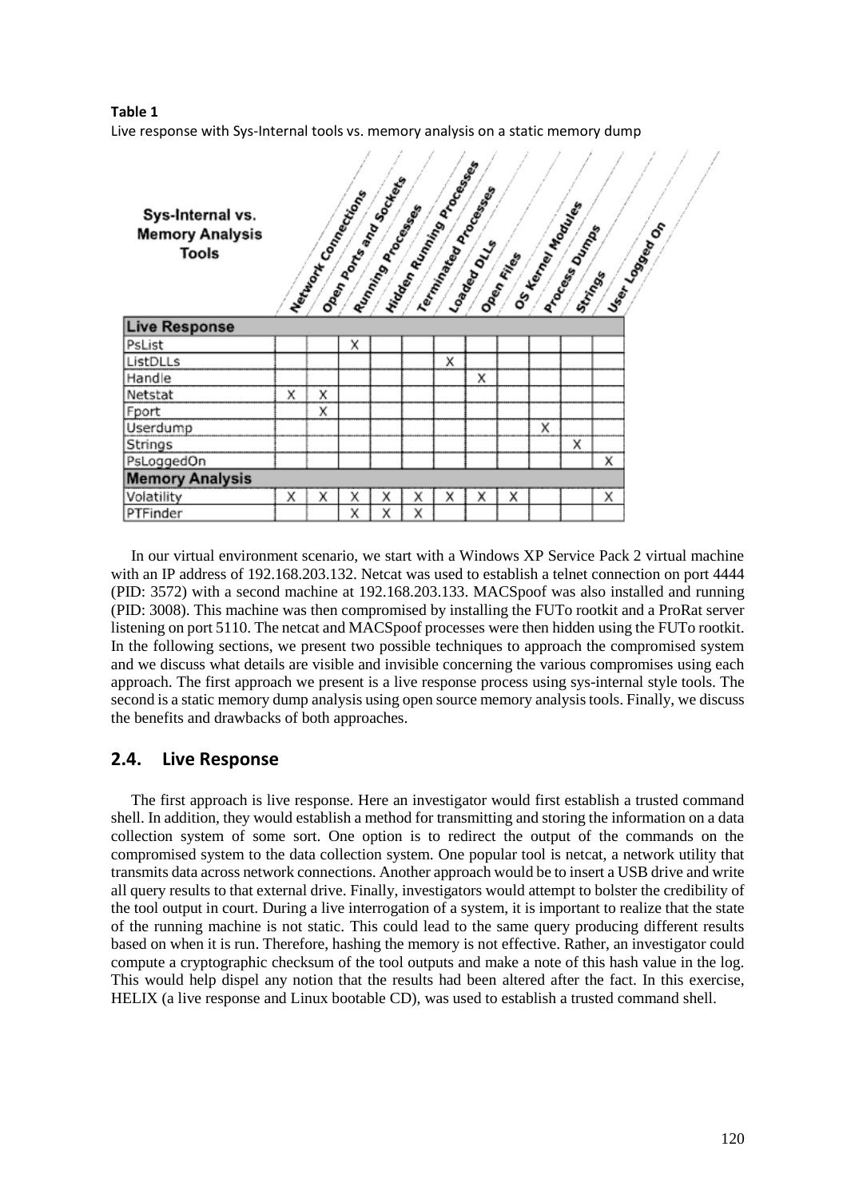**Table 1**
Live response with Sys-Internal tools vs. memory analysis on a static memory dump

| Sys-Internal vs. Memory Analysis Tools | Network Connections | Open Ports and Sockets | Running Processes | Hidden Running Processes | Terminated Processes | Loaded DLLs | Open Files | OS Kernel Modules | Process Dumps | Strings | User Logged On |
|---|---|---|---|---|---|---|---|---|---|---|---|
| **Live Response** | | | | | | | | | | | |
| PsList | | | X | | | | | | | | |
| ListDLLs | | | | | | X | | | | | |
| Handle | | | | | | | X | | | | |
| Netstat | X | X | | | | | | | | | |
| Fport | | X | | | | | | | | | |
| Userdump | | | | | | | | | X | | |
| Strings | | | | | | | | | | X | |
| PsLoggedOn | | | | | | | | | | | X |
| **Memory Analysis** | | | | | | | | | | | |
| Volatility | X | X | X | X | X | X | X | X | | | X |
| PTFinder | | | X | X | X | | | | | | |

In our virtual environment scenario, we start with a Windows XP Service Pack 2 virtual machine with an IP address of 192.168.203.132. Netcat was used to establish a telnet connection on port 4444 (PID: 3572) with a second machine at 192.168.203.133. MACSpoof was also installed and running (PID: 3008). This machine was then compromised by installing the FUTo rootkit and a ProRat server listening on port 5110. The netcat and MACSpoof processes were then hidden using the FUTo rootkit. In the following sections, we present two possible techniques to approach the compromised system and we discuss what details are visible and invisible concerning the various compromises using each approach. The first approach we present is a live response process using sys-internal style tools. The second is a static memory dump analysis using open source memory analysis tools. Finally, we discuss the benefits and drawbacks of both approaches.

## 2.4. Live Response

The first approach is live response. Here an investigator would first establish a trusted command shell. In addition, they would establish a method for transmitting and storing the information on a data collection system of some sort. One option is to redirect the output of the commands on the compromised system to the data collection system. One popular tool is netcat, a network utility that transmits data across network connections. Another approach would be to insert a USB drive and write all query results to that external drive. Finally, investigators would attempt to bolster the credibility of the tool output in court. During a live interrogation of a system, it is important to realize that the state of the running machine is not static. This could lead to the same query producing different results based on when it is run. Therefore, hashing the memory is not effective. Rather, an investigator could compute a cryptographic checksum of the tool outputs and make a note of this hash value in the log. This would help dispel any notion that the results had been altered after the fact. In this exercise, HELIX (a live response and Linux bootable CD), was used to establish a trusted command shell.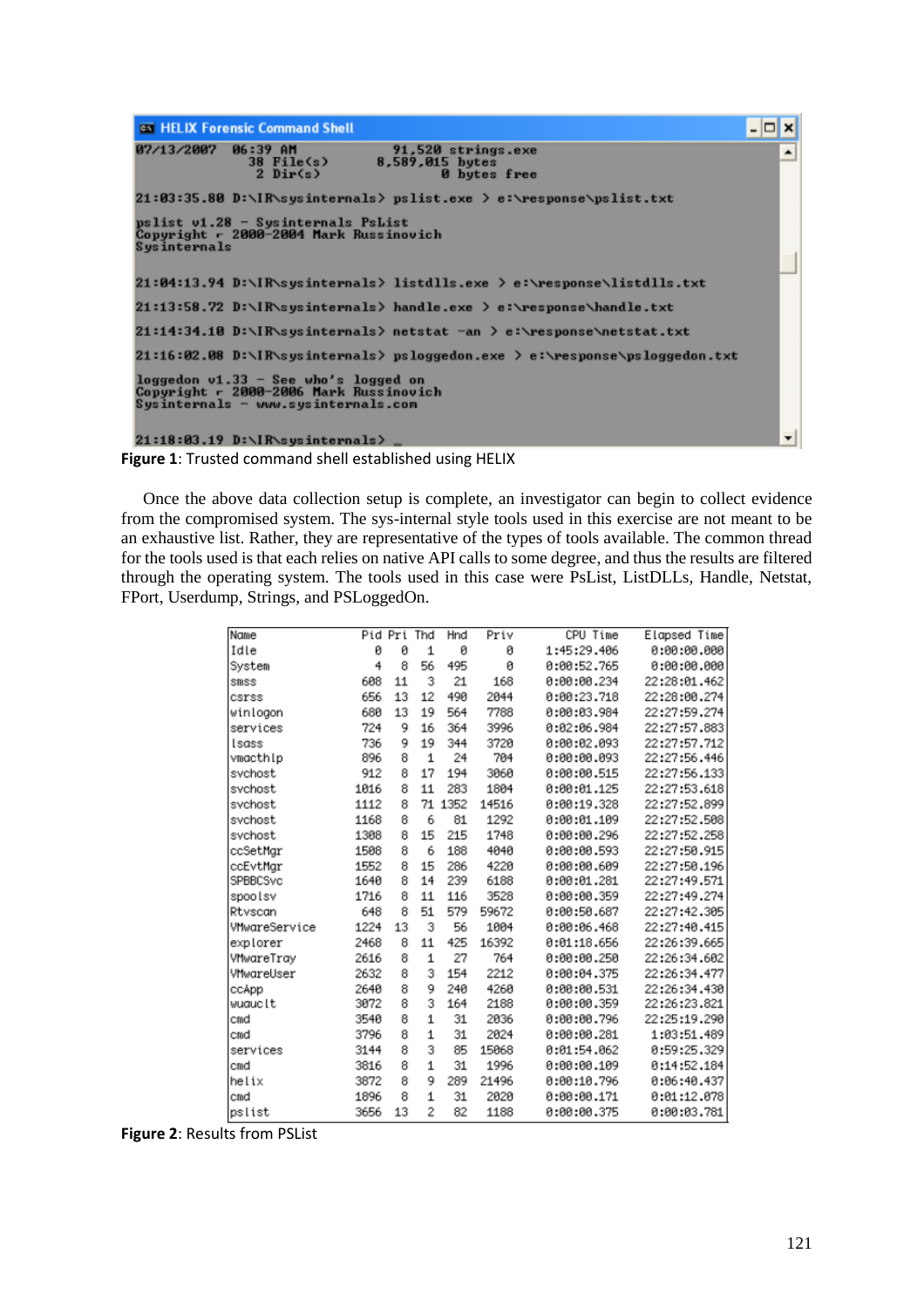```
07/13/2007  06:39 AM            91,520 strings.exe
              38 File(s)      8,589,015 bytes
               2 Dir(s)               0 bytes free

21:03:35.80 D:\IR\sysinternals> pslist.exe > e:\response\pslist.txt

pslist v1.28 - Sysinternals PsList
Copyright © 2000-2004 Mark Russinovich
Sysinternals

21:04:13.94 D:\IR\sysinternals> listdlls.exe > e:\response\listdlls.txt

21:13:58.72 D:\IR\sysinternals> handle.exe > e:\response\handle.txt

21:14:34.10 D:\IR\sysinternals> netstat -an > e:\response\netstat.txt

21:16:02.08 D:\IR\sysinternals> psloggedon.exe > e:\response\psloggedon.txt

loggedon v1.33 - See who's logged on
Copyright © 2000-2006 Mark Russinovich
Sysinternals - www.sysinternals.com

21:18:03.19 D:\IR\sysinternals> _
```

**Figure 1**: Trusted command shell established using HELIX

Once the above data collection setup is complete, an investigator can begin to collect evidence from the compromised system. The sys-internal style tools used in this exercise are not meant to be an exhaustive list. Rather, they are representative of the types of tools available. The common thread for the tools used is that each relies on native API calls to some degree, and thus the results are filtered through the operating system. The tools used in this case were PsList, ListDLLs, Handle, Netstat, FPort, Userdump, Strings, and PSLoggedOn.

| Name | Pid | Pri | Thd | Hnd | Priv | CPU Time | Elapsed Time |
|---|---|---|---|---|---|---|---|
| Idle | 0 | 0 | 1 | 0 | 0 | 1:45:29.406 | 0:00:00.000 |
| System | 4 | 8 | 56 | 495 | 0 | 0:00:52.765 | 0:00:00.000 |
| smss | 608 | 11 | 3 | 21 | 168 | 0:00:00.234 | 22:28:01.462 |
| csrss | 656 | 13 | 12 | 490 | 2044 | 0:00:23.718 | 22:28:00.274 |
| winlogon | 680 | 13 | 19 | 564 | 7788 | 0:00:03.984 | 22:27:59.274 |
| services | 724 | 9 | 16 | 364 | 3996 | 0:02:06.984 | 22:27:57.883 |
| lsass | 736 | 9 | 19 | 344 | 3720 | 0:00:02.093 | 22:27:57.712 |
| vmacthlp | 896 | 8 | 1 | 24 | 704 | 0:00:00.093 | 22:27:56.446 |
| svchost | 912 | 8 | 17 | 194 | 3060 | 0:00:00.515 | 22:27:56.133 |
| svchost | 1016 | 8 | 11 | 283 | 1804 | 0:00:01.125 | 22:27:53.618 |
| svchost | 1112 | 8 | 71 | 1352 | 14516 | 0:00:19.328 | 22:27:52.899 |
| svchost | 1168 | 8 | 6 | 81 | 1292 | 0:00:01.109 | 22:27:52.508 |
| svchost | 1308 | 8 | 15 | 215 | 1748 | 0:00:00.296 | 22:27:52.258 |
| ccSetMgr | 1508 | 8 | 6 | 188 | 4040 | 0:00:00.593 | 22:27:50.915 |
| ccEvtMgr | 1552 | 8 | 15 | 286 | 4220 | 0:00:00.609 | 22:27:50.196 |
| SPBBCSvc | 1640 | 8 | 14 | 239 | 6188 | 0:00:01.281 | 22:27:49.571 |
| spoolsv | 1716 | 8 | 11 | 116 | 3528 | 0:00:00.359 | 22:27:49.274 |
| Rtvscan | 648 | 8 | 51 | 579 | 59672 | 0:00:50.687 | 22:27:42.305 |
| VMwareService | 1224 | 13 | 3 | 56 | 1004 | 0:00:06.468 | 22:27:40.415 |
| explorer | 2468 | 8 | 11 | 425 | 16392 | 0:01:18.656 | 22:26:39.665 |
| VMwareTray | 2616 | 8 | 1 | 27 | 764 | 0:00:00.250 | 22:26:34.602 |
| VMwareUser | 2632 | 8 | 3 | 154 | 2212 | 0:00:04.375 | 22:26:34.477 |
| ccApp | 2640 | 8 | 9 | 240 | 4260 | 0:00:00.531 | 22:26:34.430 |
| wuauclt | 3072 | 8 | 3 | 164 | 2188 | 0:00:00.359 | 22:26:23.821 |
| cmd | 3540 | 8 | 1 | 31 | 2036 | 0:00:00.796 | 22:25:19.290 |
| cmd | 3796 | 8 | 1 | 31 | 2024 | 0:00:00.281 | 1:03:51.489 |
| services | 3144 | 8 | 3 | 85 | 15068 | 0:01:54.062 | 0:59:25.329 |
| cmd | 3816 | 8 | 1 | 31 | 1996 | 0:00:00.109 | 0:14:52.184 |
| helix | 3872 | 8 | 9 | 289 | 21496 | 0:00:10.796 | 0:06:40.437 |
| cmd | 1896 | 8 | 1 | 31 | 2020 | 0:00:00.171 | 0:01:12.078 |
| pslist | 3656 | 13 | 2 | 82 | 1188 | 0:00:00.375 | 0:00:03.781 |

**Figure 2**: Results from PSList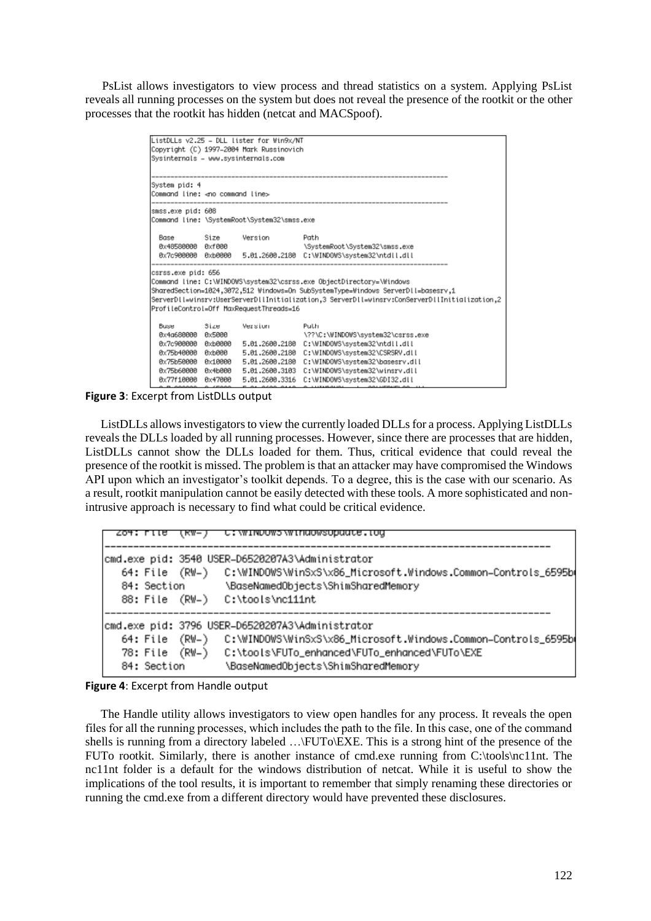PsList allows investigators to view process and thread statistics on a system. Applying PsList reveals all running processes on the system but does not reveal the presence of the rootkit or the other processes that the rootkit has hidden (netcat and MACSpoof).

```
ListDLLs v2.25 - DLL lister for Win9x/NT
Copyright (C) 1997-2004 Mark Russinovich
Sysinternals - www.sysinternals.com

------------------------------------------------------------------------------
System pid: 4
Command line: <no command line>
------------------------------------------------------------------------------
smss.exe pid: 608
Command line: \SystemRoot\System32\smss.exe

  Base        Size      Version         Path
  0x48580000  0xf000                    \SystemRoot\System32\smss.exe
  0x7c900000  0xb0000   5.01.2600.2180  C:\WINDOWS\system32\ntdll.dll
------------------------------------------------------------------------------
csrss.exe pid: 656
Command line: C:\WINDOWS\system32\csrss.exe ObjectDirectory=\Windows
SharedSection=1024,3072,512 Windows=On SubSystemType=Windows ServerDll=basesrv,1
ServerDll=winsrv:UserServerDllInitialization,3 ServerDll=winsrv:ConServerDllInitialization,2
ProfileControl=Off MaxRequestThreads=16

  Base        Size      Version         Path
  0x4a680000  0x5000                    \??\C:\WINDOWS\system32\csrss.exe
  0x7c900000  0xb0000   5.01.2600.2180  C:\WINDOWS\system32\ntdll.dll
  0x75b40000  0xb000    5.01.2600.2180  C:\WINDOWS\system32\CSRSRV.dll
  0x75b50000  0x10000   5.01.2600.2180  C:\WINDOWS\system32\basesrv.dll
  0x75b60000  0x4b000   5.01.2600.3103  C:\WINDOWS\system32\winsrv.dll
  0x77f10000  0x47000   5.01.2600.3316  C:\WINDOWS\system32\GDI32.dll
```

**Figure 3**: Excerpt from ListDLLs output

ListDLLs allows investigators to view the currently loaded DLLs for a process. Applying ListDLLs reveals the DLLs loaded by all running processes. However, since there are processes that are hidden, ListDLLs cannot show the DLLs loaded for them. Thus, critical evidence that could reveal the presence of the rootkit is missed. The problem is that an attacker may have compromised the Windows API upon which an investigator's toolkit depends. To a degree, this is the case with our scenario. As a result, rootkit manipulation cannot be easily detected with these tools. A more sophisticated and non-intrusive approach is necessary to find what could be critical evidence.

```
  284: File  (RW-)   C:\WINDOWS\WindowsUpdate.log
------------------------------------------------------------------------------
cmd.exe pid: 3540 USER-D6520207A3\Administrator
   64: File  (RW-)   C:\WINDOWS\WinSxS\x86_Microsoft.Windows.Common-Controls_6595b
   84: Section       \BaseNamedObjects\ShimSharedMemory
   88: File  (RW-)   C:\tools\nc111nt
------------------------------------------------------------------------------
cmd.exe pid: 3796 USER-D6520207A3\Administrator
   64: File  (RW-)   C:\WINDOWS\WinSxS\x86_Microsoft.Windows.Common-Controls_6595b
   78: File  (RW-)   C:\tools\FUTo_enhanced\FUTo_enhanced\FUTo\EXE
   84: Section       \BaseNamedObjects\ShimSharedMemory
```

**Figure 4**: Excerpt from Handle output

The Handle utility allows investigators to view open handles for any process. It reveals the open files for all the running processes, which includes the path to the file. In this case, one of the command shells is running from a directory labeled …\FUTo\EXE. This is a strong hint of the presence of the FUTo rootkit. Similarly, there is another instance of cmd.exe running from C:\tools\nc11nt. The nc11nt folder is a default for the windows distribution of netcat. While it is useful to show the implications of the tool results, it is important to remember that simply renaming these directories or running the cmd.exe from a different directory would have prevented these disclosures.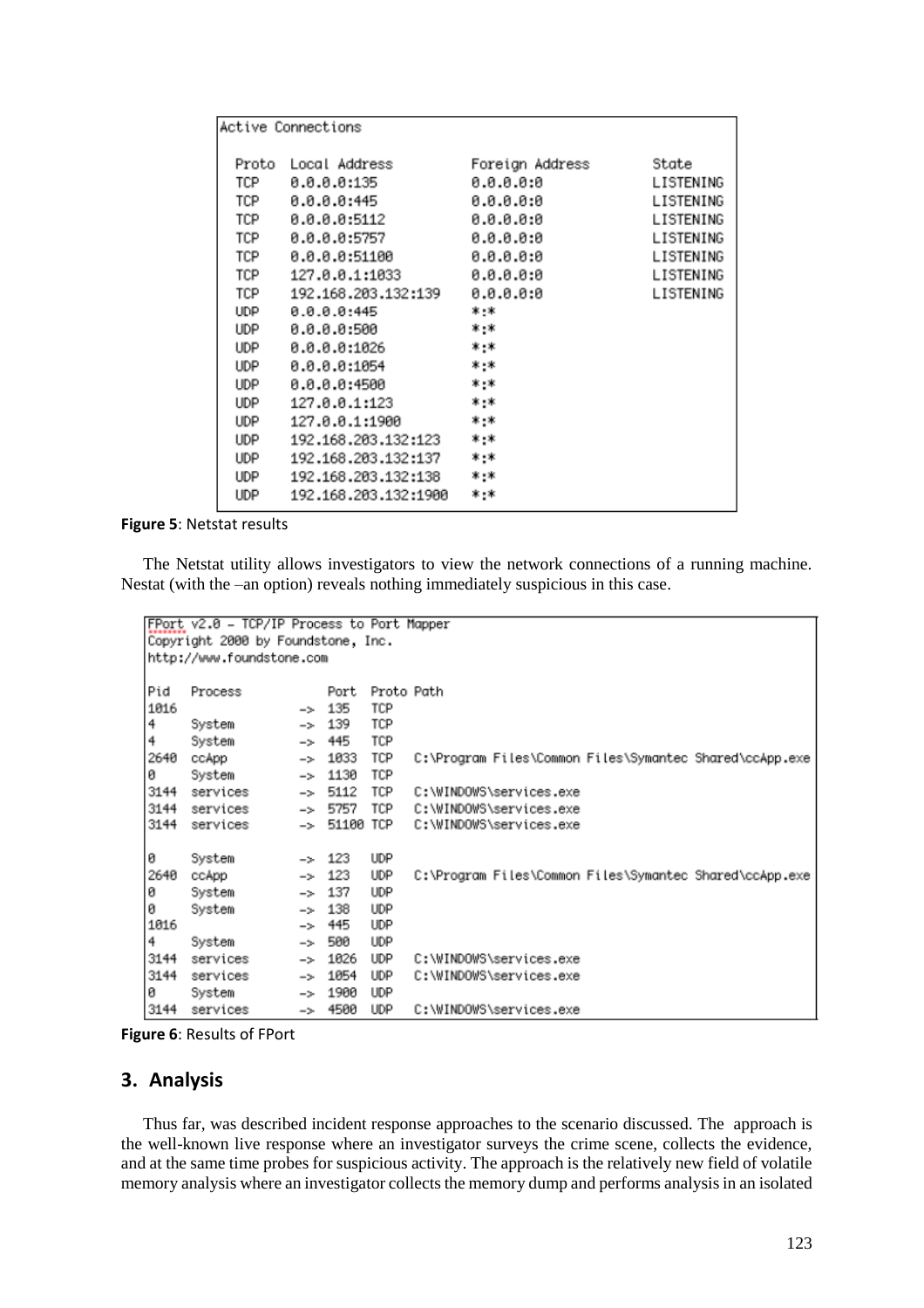```
Active Connections

  Proto  Local Address          Foreign Address        State
  TCP    0.0.0.0:135            0.0.0.0:0              LISTENING
  TCP    0.0.0.0:445            0.0.0.0:0              LISTENING
  TCP    0.0.0.0:5112           0.0.0.0:0              LISTENING
  TCP    0.0.0.0:5757           0.0.0.0:0              LISTENING
  TCP    0.0.0.0:51100          0.0.0.0:0              LISTENING
  TCP    127.0.0.1:1033         0.0.0.0:0              LISTENING
  TCP    192.168.203.132:139    0.0.0.0:0              LISTENING
  UDP    0.0.0.0:445            *:*
  UDP    0.0.0.0:500            *:*
  UDP    0.0.0.0:1026           *:*
  UDP    0.0.0.0:1054           *:*
  UDP    0.0.0.0:4500           *:*
  UDP    127.0.0.1:123          *:*
  UDP    127.0.0.1:1900         *:*
  UDP    192.168.203.132:123    *:*
  UDP    192.168.203.132:137    *:*
  UDP    192.168.203.132:138    *:*
  UDP    192.168.203.132:1900   *:*
```

**Figure 5**: Netstat results

The Netstat utility allows investigators to view the network connections of a running machine. Nestat (with the –an option) reveals nothing immediately suspicious in this case.

```
FPort v2.0 - TCP/IP Process to Port Mapper
Copyright 2000 by Foundstone, Inc.
http://www.foundstone.com

Pid   Process            Port  Proto Path
1016                 ->  135   TCP
4     System         ->  139   TCP
4     System         ->  445   TCP
2640  ccApp          ->  1033  TCP   C:\Program Files\Common Files\Symantec Shared\ccApp.exe
0     System         ->  1130  TCP
3144  services       ->  5112  TCP   C:\WINDOWS\services.exe
3144  services       ->  5757  TCP   C:\WINDOWS\services.exe
3144  services       ->  51100 TCP   C:\WINDOWS\services.exe

0     System         ->  123   UDP
2640  ccApp          ->  123   UDP   C:\Program Files\Common Files\Symantec Shared\ccApp.exe
0     System         ->  137   UDP
0     System         ->  138   UDP
1016                 ->  445   UDP
4     System         ->  500   UDP
3144  services       ->  1026  UDP   C:\WINDOWS\services.exe
3144  services       ->  1054  UDP   C:\WINDOWS\services.exe
0     System         ->  1900  UDP
3144  services       ->  4500  UDP   C:\WINDOWS\services.exe
```

**Figure 6**: Results of FPort

## 3. Analysis

Thus far, was described incident response approaches to the scenario discussed. The approach is the well-known live response where an investigator surveys the crime scene, collects the evidence, and at the same time probes for suspicious activity. The approach is the relatively new field of volatile memory analysis where an investigator collects the memory dump and performs analysis in an isolated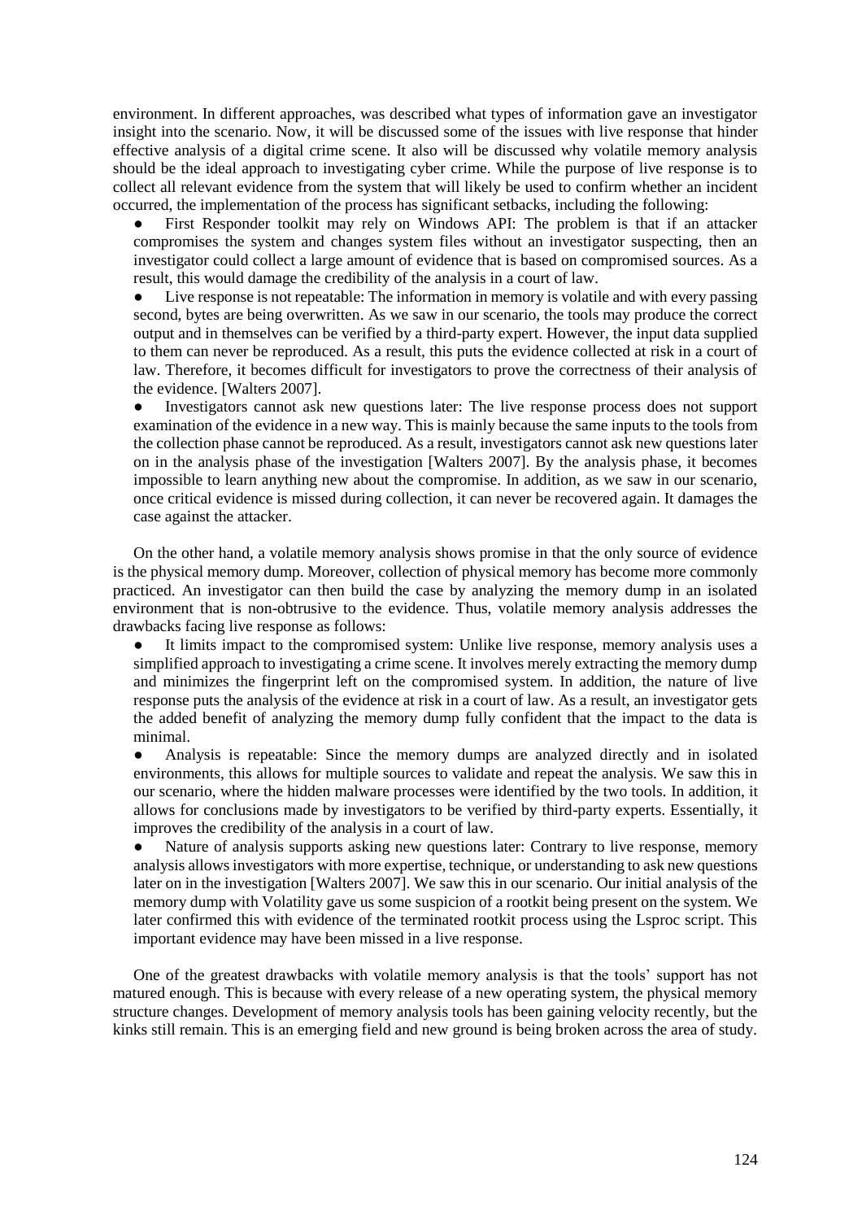environment. In different approaches, was described what types of information gave an investigator insight into the scenario. Now, it will be discussed some of the issues with live response that hinder effective analysis of a digital crime scene. It also will be discussed why volatile memory analysis should be the ideal approach to investigating cyber crime. While the purpose of live response is to collect all relevant evidence from the system that will likely be used to confirm whether an incident occurred, the implementation of the process has significant setbacks, including the following:

- First Responder toolkit may rely on Windows API: The problem is that if an attacker compromises the system and changes system files without an investigator suspecting, then an investigator could collect a large amount of evidence that is based on compromised sources. As a result, this would damage the credibility of the analysis in a court of law.
- Live response is not repeatable: The information in memory is volatile and with every passing second, bytes are being overwritten. As we saw in our scenario, the tools may produce the correct output and in themselves can be verified by a third-party expert. However, the input data supplied to them can never be reproduced. As a result, this puts the evidence collected at risk in a court of law. Therefore, it becomes difficult for investigators to prove the correctness of their analysis of the evidence. [Walters 2007].
- Investigators cannot ask new questions later: The live response process does not support examination of the evidence in a new way. This is mainly because the same inputs to the tools from the collection phase cannot be reproduced. As a result, investigators cannot ask new questions later on in the analysis phase of the investigation [Walters 2007]. By the analysis phase, it becomes impossible to learn anything new about the compromise. In addition, as we saw in our scenario, once critical evidence is missed during collection, it can never be recovered again. It damages the case against the attacker.

On the other hand, a volatile memory analysis shows promise in that the only source of evidence is the physical memory dump. Moreover, collection of physical memory has become more commonly practiced. An investigator can then build the case by analyzing the memory dump in an isolated environment that is non-obtrusive to the evidence. Thus, volatile memory analysis addresses the drawbacks facing live response as follows:

- It limits impact to the compromised system: Unlike live response, memory analysis uses a simplified approach to investigating a crime scene. It involves merely extracting the memory dump and minimizes the fingerprint left on the compromised system. In addition, the nature of live response puts the analysis of the evidence at risk in a court of law. As a result, an investigator gets the added benefit of analyzing the memory dump fully confident that the impact to the data is minimal.
- Analysis is repeatable: Since the memory dumps are analyzed directly and in isolated environments, this allows for multiple sources to validate and repeat the analysis. We saw this in our scenario, where the hidden malware processes were identified by the two tools. In addition, it allows for conclusions made by investigators to be verified by third-party experts. Essentially, it improves the credibility of the analysis in a court of law.
- Nature of analysis supports asking new questions later: Contrary to live response, memory analysis allows investigators with more expertise, technique, or understanding to ask new questions later on in the investigation [Walters 2007]. We saw this in our scenario. Our initial analysis of the memory dump with Volatility gave us some suspicion of a rootkit being present on the system. We later confirmed this with evidence of the terminated rootkit process using the Lsproc script. This important evidence may have been missed in a live response.

One of the greatest drawbacks with volatile memory analysis is that the tools' support has not matured enough. This is because with every release of a new operating system, the physical memory structure changes. Development of memory analysis tools has been gaining velocity recently, but the kinks still remain. This is an emerging field and new ground is being broken across the area of study.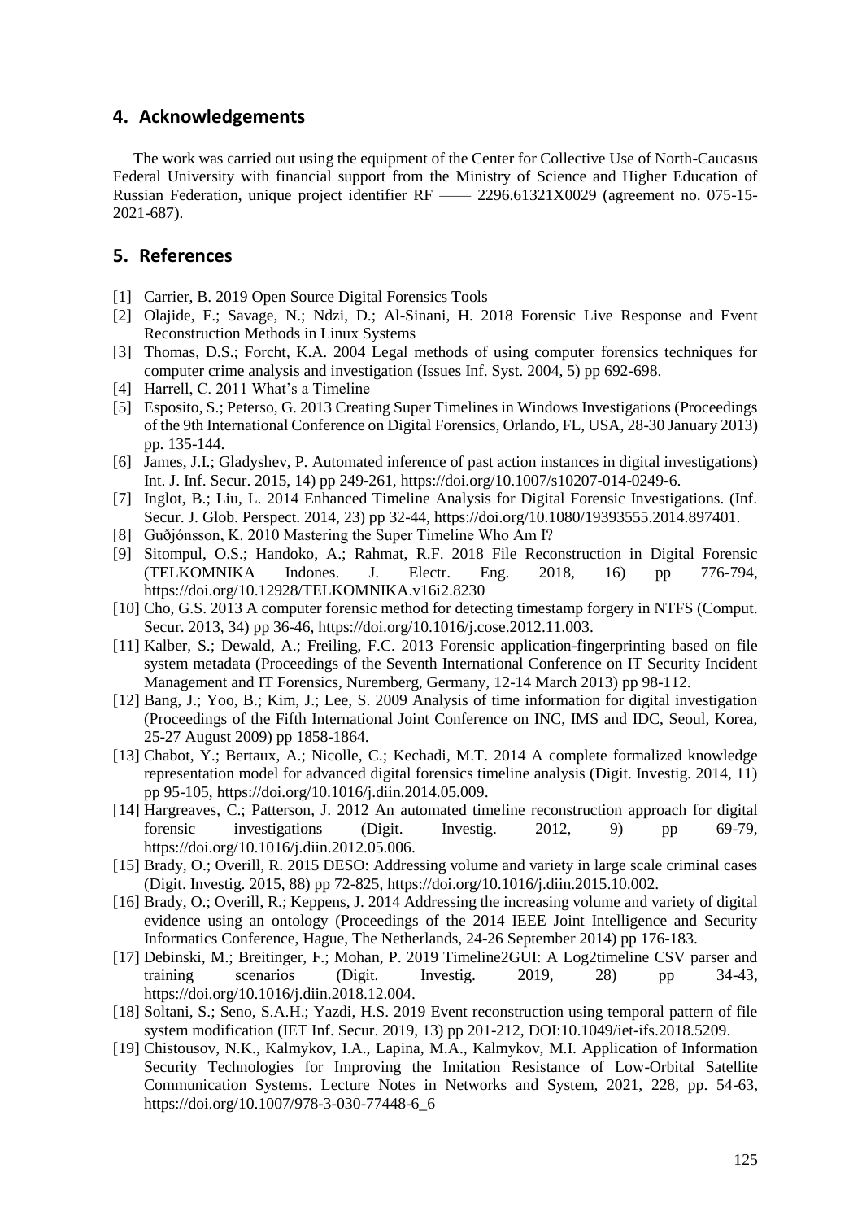## 4. Acknowledgements

The work was carried out using the equipment of the Center for Collective Use of North-Caucasus Federal University with financial support from the Ministry of Science and Higher Education of Russian Federation, unique project identifier RF —— 2296.61321X0029 (agreement no. 075-15-2021-687).

## 5. References

[1] Carrier, B. 2019 Open Source Digital Forensics Tools

[2] Olajide, F.; Savage, N.; Ndzi, D.; Al-Sinani, H. 2018 Forensic Live Response and Event Reconstruction Methods in Linux Systems

[3] Thomas, D.S.; Forcht, K.A. 2004 Legal methods of using computer forensics techniques for computer crime analysis and investigation (Issues Inf. Syst. 2004, 5) pp 692-698.

[4] Harrell, C. 2011 What's a Timeline

[5] Esposito, S.; Peterso, G. 2013 Creating Super Timelines in Windows Investigations (Proceedings of the 9th International Conference on Digital Forensics, Orlando, FL, USA, 28-30 January 2013) pp. 135-144.

[6] James, J.I.; Gladyshev, P. Automated inference of past action instances in digital investigations) Int. J. Inf. Secur. 2015, 14) pp 249-261, https://doi.org/10.1007/s10207-014-0249-6.

[7] Inglot, B.; Liu, L. 2014 Enhanced Timeline Analysis for Digital Forensic Investigations. (Inf. Secur. J. Glob. Perspect. 2014, 23) pp 32-44, https://doi.org/10.1080/19393555.2014.897401.

[8] Guðjónsson, K. 2010 Mastering the Super Timeline Who Am I?

[9] Sitompul, O.S.; Handoko, A.; Rahmat, R.F. 2018 File Reconstruction in Digital Forensic (TELKOMNIKA Indones. J. Electr. Eng. 2018, 16) pp 776-794, https://doi.org/10.12928/TELKOMNIKA.v16i2.8230

[10] Cho, G.S. 2013 A computer forensic method for detecting timestamp forgery in NTFS (Comput. Secur. 2013, 34) pp 36-46, https://doi.org/10.1016/j.cose.2012.11.003.

[11] Kalber, S.; Dewald, A.; Freiling, F.C. 2013 Forensic application-fingerprinting based on file system metadata (Proceedings of the Seventh International Conference on IT Security Incident Management and IT Forensics, Nuremberg, Germany, 12-14 March 2013) pp 98-112.

[12] Bang, J.; Yoo, B.; Kim, J.; Lee, S. 2009 Analysis of time information for digital investigation (Proceedings of the Fifth International Joint Conference on INC, IMS and IDC, Seoul, Korea, 25-27 August 2009) pp 1858-1864.

[13] Chabot, Y.; Bertaux, A.; Nicolle, C.; Kechadi, M.T. 2014 A complete formalized knowledge representation model for advanced digital forensics timeline analysis (Digit. Investig. 2014, 11) pp 95-105, https://doi.org/10.1016/j.diin.2014.05.009.

[14] Hargreaves, C.; Patterson, J. 2012 An automated timeline reconstruction approach for digital forensic investigations (Digit. Investig. 2012, 9) pp 69-79, https://doi.org/10.1016/j.diin.2012.05.006.

[15] Brady, O.; Overill, R. 2015 DESO: Addressing volume and variety in large scale criminal cases (Digit. Investig. 2015, 88) pp 72-825, https://doi.org/10.1016/j.diin.2015.10.002.

[16] Brady, O.; Overill, R.; Keppens, J. 2014 Addressing the increasing volume and variety of digital evidence using an ontology (Proceedings of the 2014 IEEE Joint Intelligence and Security Informatics Conference, Hague, The Netherlands, 24-26 September 2014) pp 176-183.

[17] Debinski, M.; Breitinger, F.; Mohan, P. 2019 Timeline2GUI: A Log2timeline CSV parser and training scenarios (Digit. Investig. 2019, 28) pp 34-43, https://doi.org/10.1016/j.diin.2018.12.004.

[18] Soltani, S.; Seno, S.A.H.; Yazdi, H.S. 2019 Event reconstruction using temporal pattern of file system modification (IET Inf. Secur. 2019, 13) pp 201-212, DOI:10.1049/iet-ifs.2018.5209.

[19] Chistousov, N.K., Kalmykov, I.A., Lapina, M.A., Kalmykov, M.I. Application of Information Security Technologies for Improving the Imitation Resistance of Low-Orbital Satellite Communication Systems. Lecture Notes in Networks and System, 2021, 228, pp. 54-63, https://doi.org/10.1007/978-3-030-77448-6_6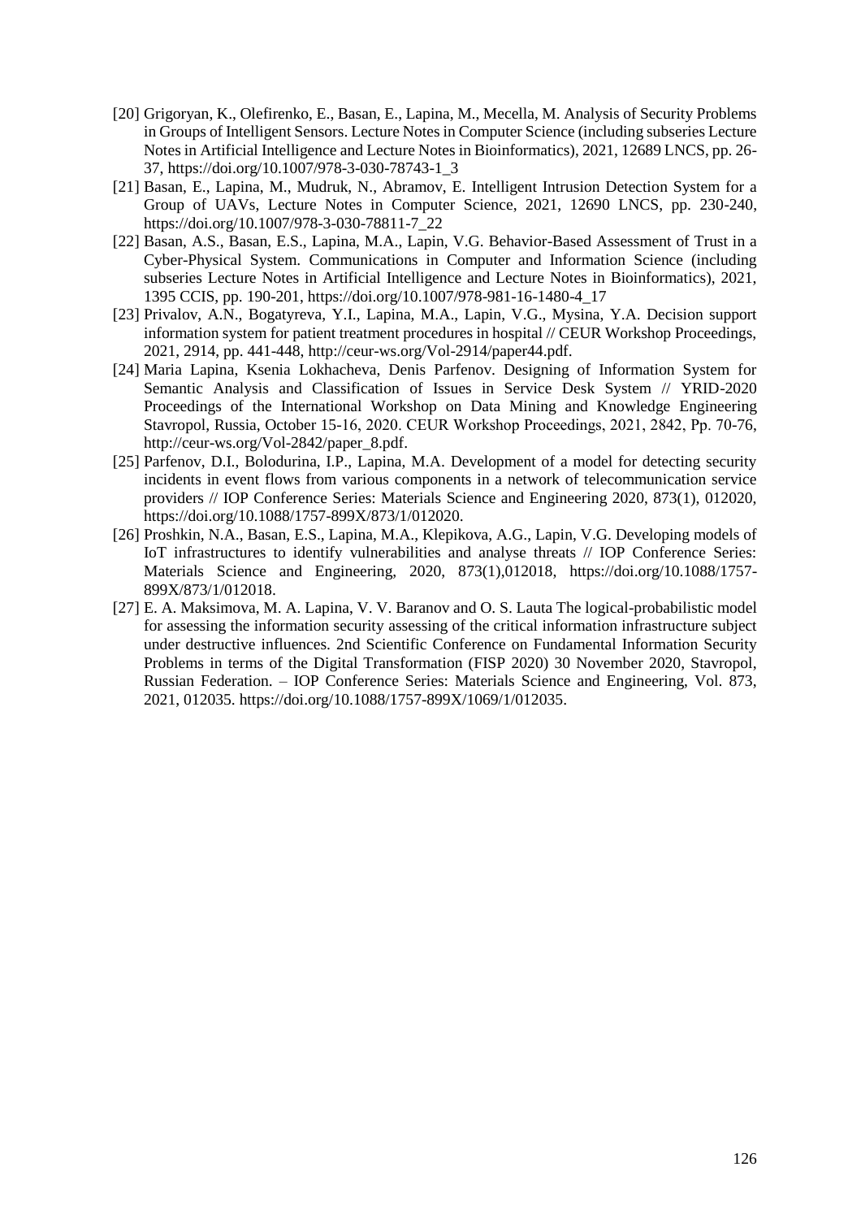[20] Grigoryan, K., Olefirenko, E., Basan, E., Lapina, M., Mecella, M. Analysis of Security Problems in Groups of Intelligent Sensors. Lecture Notes in Computer Science (including subseries Lecture Notes in Artificial Intelligence and Lecture Notes in Bioinformatics), 2021, 12689 LNCS, pp. 26-37, https://doi.org/10.1007/978-3-030-78743-1_3

[21] Basan, E., Lapina, M., Mudruk, N., Abramov, E. Intelligent Intrusion Detection System for a Group of UAVs, Lecture Notes in Computer Science, 2021, 12690 LNCS, pp. 230-240, https://doi.org/10.1007/978-3-030-78811-7_22

[22] Basan, A.S., Basan, E.S., Lapina, M.A., Lapin, V.G. Behavior-Based Assessment of Trust in a Cyber-Physical System. Communications in Computer and Information Science (including subseries Lecture Notes in Artificial Intelligence and Lecture Notes in Bioinformatics), 2021, 1395 CCIS, pp. 190-201, https://doi.org/10.1007/978-981-16-1480-4_17

[23] Privalov, A.N., Bogatyreva, Y.I., Lapina, M.A., Lapin, V.G., Mysina, Y.A. Decision support information system for patient treatment procedures in hospital // CEUR Workshop Proceedings, 2021, 2914, pp. 441-448, http://ceur-ws.org/Vol-2914/paper44.pdf.

[24] Maria Lapina, Ksenia Lokhacheva, Denis Parfenov. Designing of Information System for Semantic Analysis and Classification of Issues in Service Desk System // YRID-2020 Proceedings of the International Workshop on Data Mining and Knowledge Engineering Stavropol, Russia, October 15-16, 2020. CEUR Workshop Proceedings, 2021, 2842, Pp. 70-76, http://ceur-ws.org/Vol-2842/paper_8.pdf.

[25] Parfenov, D.I., Bolodurina, I.P., Lapina, M.A. Development of a model for detecting security incidents in event flows from various components in a network of telecommunication service providers // IOP Conference Series: Materials Science and Engineering 2020, 873(1), 012020, https://doi.org/10.1088/1757-899X/873/1/012020.

[26] Proshkin, N.A., Basan, E.S., Lapina, M.A., Klepikova, A.G., Lapin, V.G. Developing models of IoT infrastructures to identify vulnerabilities and analyse threats // IOP Conference Series: Materials Science and Engineering, 2020, 873(1),012018, https://doi.org/10.1088/1757-899X/873/1/012018.

[27] E. A. Maksimova, M. A. Lapina, V. V. Baranov and O. S. Lauta The logical-probabilistic model for assessing the information security assessing of the critical information infrastructure subject under destructive influences. 2nd Scientific Conference on Fundamental Information Security Problems in terms of the Digital Transformation (FISP 2020) 30 November 2020, Stavropol, Russian Federation. – IOP Conference Series: Materials Science and Engineering, Vol. 873, 2021, 012035. https://doi.org/10.1088/1757-899X/1069/1/012035.